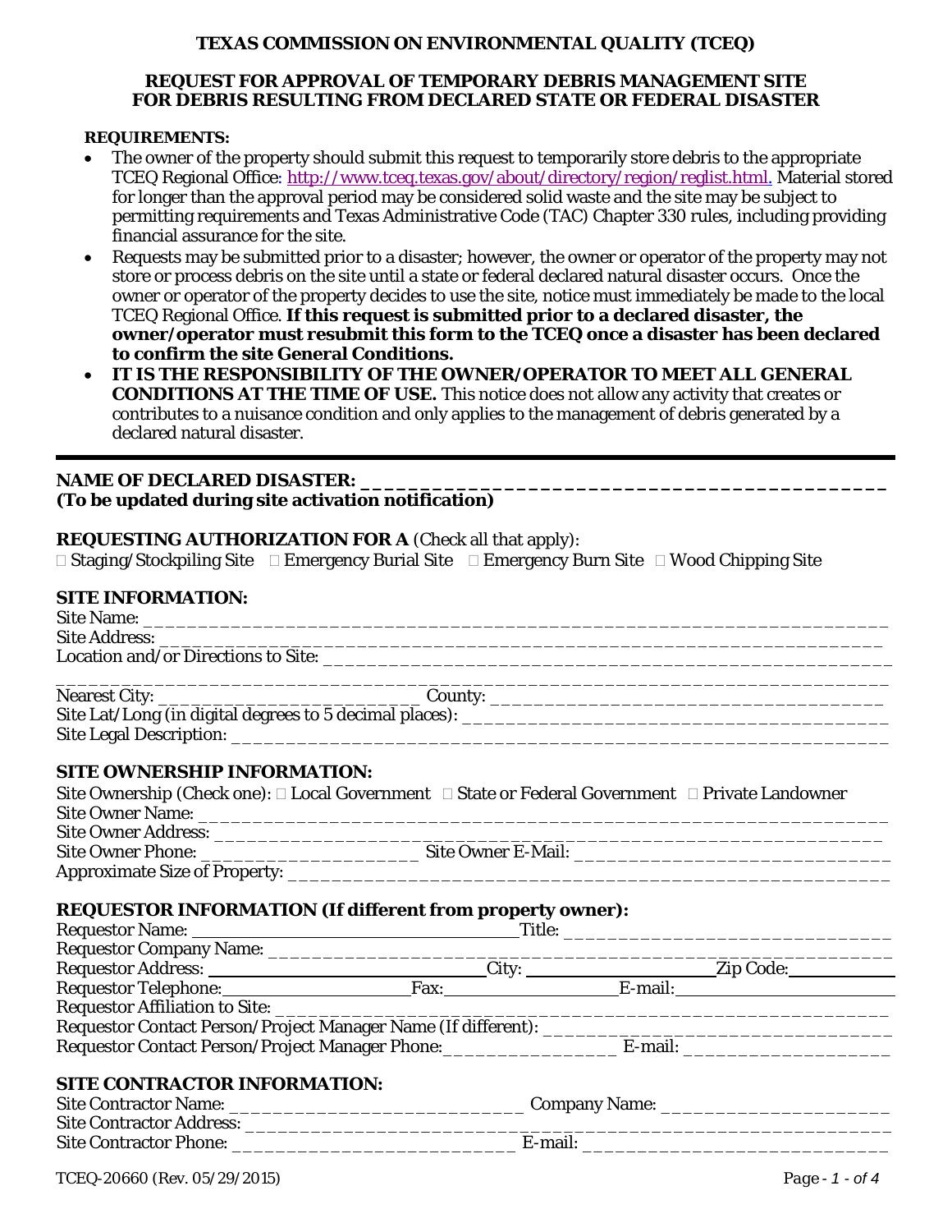**TEXAS COMMISSION ON ENVIRONMENTAL QUALITY (TCEQ)**

**REQUEST FOR APPROVAL OF TEMPORARY DEBRIS MANAGEMENT SITE FOR DEBRIS RESULTING FROM DECLARED STATE OR FEDERAL DISASTER**

**REQUIREMENTS:**

- The owner of the property should submit this request to temporarily store debris to the appropriate TCEQ Regional Office: http://www.tceq.texas.gov/about/directory/region/reglist.html. Material stored for longer than the approval period may be considered solid waste and the site may be subject to permitting requirements and Texas Administrative Code (TAC) Chapter 330 rules, including providing financial assurance for the site.
- Requests may be submitted prior to a disaster; however, the owner or operator of the property may not store or process debris on the site until a state or federal declared natural disaster occurs. Once the owner or operator of the property decides to use the site, notice must immediately be made to the local TCEQ Regional Office. **If this request is submitted prior to a declared disaster, the owner/operator must resubmit this form to the TCEQ once a disaster has been declared to confirm the site General Conditions.**
- **IT IS THE RESPONSIBILITY OF THE OWNER/OPERATOR TO MEET ALL GENERAL CONDITIONS AT THE TIME OF USE.** This notice does not allow any activity that creates or contributes to a nuisance condition and only applies to the management of debris generated by a declared natural disaster.

---

**NAME OF DECLARED DISASTER:** _______________________________________________
**(To be updated during site activation notification)**

**REQUESTING AUTHORIZATION FOR A** (Check all that apply):
☐ Staging/Stockpiling Site ☐ Emergency Burial Site ☐ Emergency Burn Site ☐ Wood Chipping Site

**SITE INFORMATION:**

Site Name: ______________________________________________________________________
Site Address: ____________________________________________________________________
Location and/or Directions to Site: ______________________________________________________
______________________________________________________________________________
Nearest City: ___________________________ County: _____________________________________
Site Lat/Long (in digital degrees to 5 decimal places): ____________________________________
Site Legal Description: ______________________________________________________________

**SITE OWNERSHIP INFORMATION:**

Site Ownership (Check one): ☐ Local Government ☐ State or Federal Government ☐ Private Landowner
Site Owner Name: ____________________________________________________________________
Site Owner Address: __________________________________________________________________
Site Owner Phone: ______________________ Site Owner E-Mail: ______________________________
Approximate Size of Property: __________________________________________________________

**REQUESTOR INFORMATION (If different from property owner):**

Requestor Name: ___________________________________ Title: ______________________________
Requestor Company Name: ____________________________________________________________
Requestor Address: ____________________________ City: ____________________ Zip Code: __________
Requestor Telephone: ____________________ Fax: ____________________ E-mail: ____________________
Requestor Affiliation to Site: ___________________________________________________________
Requestor Contact Person/Project Manager Name (If different): ____________________________
Requestor Contact Person/Project Manager Phone: ________________ E-mail: ___________________

**SITE CONTRACTOR INFORMATION:**

Site Contractor Name: _____________________________ Company Name: _______________________
Site Contractor Address: ______________________________________________________________
Site Contractor Phone: ___________________________ E-mail: _____________________________

TCEQ-20660 (Rev. 05/29/2015)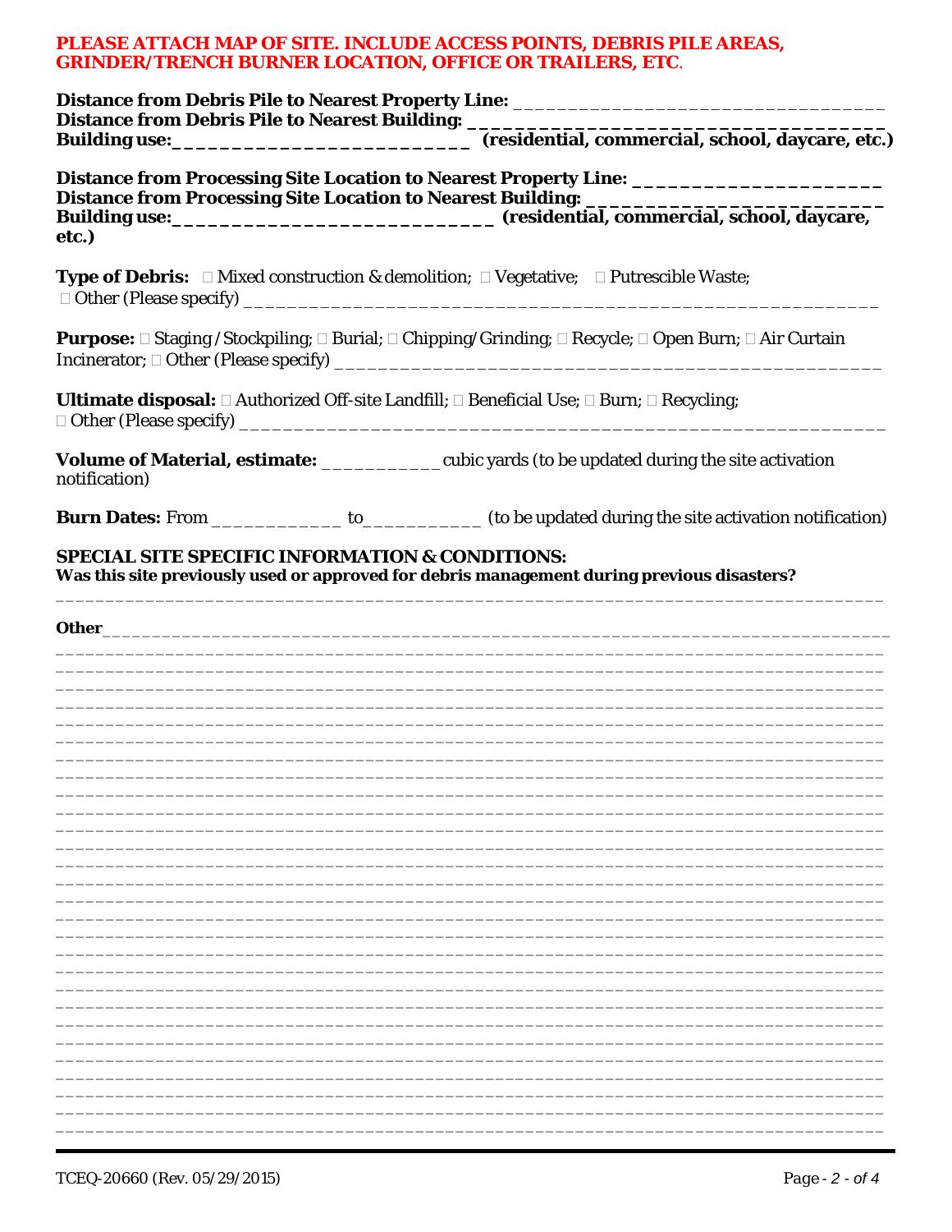**PLEASE ATTACH MAP OF SITE. INCLUDE ACCESS POINTS, DEBRIS PILE AREAS, GRINDER/TRENCH BURNER LOCATION, OFFICE OR TRAILERS, ETC.**

**Distance from Debris Pile to Nearest Property Line:** ________________________________
**Distance from Debris Pile to Nearest Building:** ________________________________
**Building use:**________________________ **(residential, commercial, school, daycare, etc.)**

**Distance from Processing Site Location to Nearest Property Line:** ______________________
**Distance from Processing Site Location to Nearest Building:** ________________________
**Building use:**___________________________ **(residential, commercial, school, daycare, etc.)**

**Type of Debris:** ☐ Mixed construction & demolition; ☐ Vegetative; ☐ Putrescible Waste;
☐ Other (Please specify) ________________________________________________________

**Purpose:** ☐ Staging /Stockpiling; ☐ Burial; ☐ Chipping/Grinding; ☐ Recycle; ☐ Open Burn; ☐ Air Curtain Incinerator; ☐ Other (Please specify) ________________________________________________

**Ultimate disposal:** ☐ Authorized Off-site Landfill; ☐ Beneficial Use; ☐ Burn; ☐ Recycling;
☐ Other (Please specify) ________________________________________________________

**Volume of Material, estimate:** ___________ cubic yards (to be updated during the site activation notification)

**Burn Dates:** From ____________ to___________ (to be updated during the site activation notification)

**SPECIAL SITE SPECIFIC INFORMATION & CONDITIONS:**
**Was this site previously used or approved for debris management during previous disasters?**
______________________________________________________________________________

**Other**__________________________________________________________________________
______________________________________________________________________________
______________________________________________________________________________
______________________________________________________________________________
______________________________________________________________________________
______________________________________________________________________________
______________________________________________________________________________
______________________________________________________________________________
______________________________________________________________________________
______________________________________________________________________________
______________________________________________________________________________
______________________________________________________________________________
______________________________________________________________________________
______________________________________________________________________________
______________________________________________________________________________
______________________________________________________________________________
______________________________________________________________________________
______________________________________________________________________________
______________________________________________________________________________
______________________________________________________________________________
______________________________________________________________________________
______________________________________________________________________________
______________________________________________________________________________
______________________________________________________________________________
______________________________________________________________________________
______________________________________________________________________________
______________________________________________________________________________

TCEQ-20660 (Rev. 05/29/2015)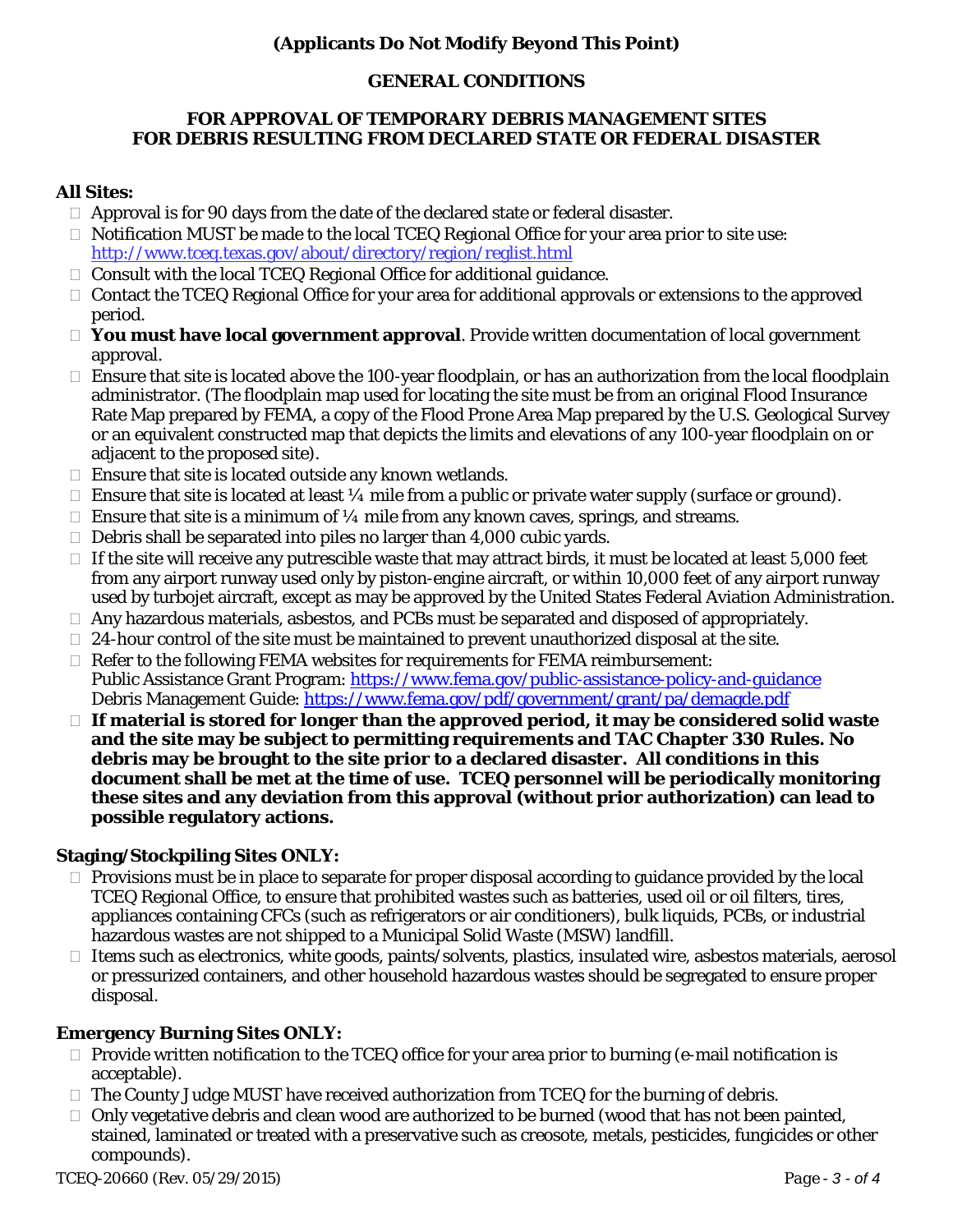**(Applicants Do Not Modify Beyond This Point)**

## GENERAL CONDITIONS

## FOR APPROVAL OF TEMPORARY DEBRIS MANAGEMENT SITES FOR DEBRIS RESULTING FROM DECLARED STATE OR FEDERAL DISASTER

**All Sites:**

- Approval is for 90 days from the date of the declared state or federal disaster.
- Notification MUST be made to the local TCEQ Regional Office for your area prior to site use: http://www.tceq.texas.gov/about/directory/region/reglist.html
- Consult with the local TCEQ Regional Office for additional guidance.
- Contact the TCEQ Regional Office for your area for additional approvals or extensions to the approved period.
- **You must have local government approval**. Provide written documentation of local government approval.
- Ensure that site is located above the 100-year floodplain, or has an authorization from the local floodplain administrator. (The floodplain map used for locating the site must be from an original Flood Insurance Rate Map prepared by FEMA, a copy of the Flood Prone Area Map prepared by the U.S. Geological Survey or an equivalent constructed map that depicts the limits and elevations of any 100-year floodplain on or adjacent to the proposed site).
- Ensure that site is located outside any known wetlands.
- Ensure that site is located at least ¼ mile from a public or private water supply (surface or ground).
- Ensure that site is a minimum of ¼ mile from any known caves, springs, and streams.
- Debris shall be separated into piles no larger than 4,000 cubic yards.
- If the site will receive any putrescible waste that may attract birds, it must be located at least 5,000 feet from any airport runway used only by piston-engine aircraft, or within 10,000 feet of any airport runway used by turbojet aircraft, except as may be approved by the United States Federal Aviation Administration.
- Any hazardous materials, asbestos, and PCBs must be separated and disposed of appropriately.
- 24-hour control of the site must be maintained to prevent unauthorized disposal at the site.
- Refer to the following FEMA websites for requirements for FEMA reimbursement:
  Public Assistance Grant Program: https://www.fema.gov/public-assistance-policy-and-guidance
  Debris Management Guide: https://www.fema.gov/pdf/government/grant/pa/demagde.pdf
- **If material is stored for longer than the approved period, it may be considered solid waste and the site may be subject to permitting requirements and TAC Chapter 330 Rules. No debris may be brought to the site prior to a declared disaster. All conditions in this document shall be met at the time of use. TCEQ personnel will be periodically monitoring these sites and any deviation from this approval (without prior authorization) can lead to possible regulatory actions.**

**Staging/Stockpiling Sites ONLY:**

- Provisions must be in place to separate for proper disposal according to guidance provided by the local TCEQ Regional Office, to ensure that prohibited wastes such as batteries, used oil or oil filters, tires, appliances containing CFCs (such as refrigerators or air conditioners), bulk liquids, PCBs, or industrial hazardous wastes are not shipped to a Municipal Solid Waste (MSW) landfill.
- Items such as electronics, white goods, paints/solvents, plastics, insulated wire, asbestos materials, aerosol or pressurized containers, and other household hazardous wastes should be segregated to ensure proper disposal.

**Emergency Burning Sites ONLY:**

- Provide written notification to the TCEQ office for your area prior to burning (e-mail notification is acceptable).
- The County Judge MUST have received authorization from TCEQ for the burning of debris.
- Only vegetative debris and clean wood are authorized to be burned (wood that has not been painted, stained, laminated or treated with a preservative such as creosote, metals, pesticides, fungicides or other compounds).

TCEQ-20660 (Rev. 05/29/2015)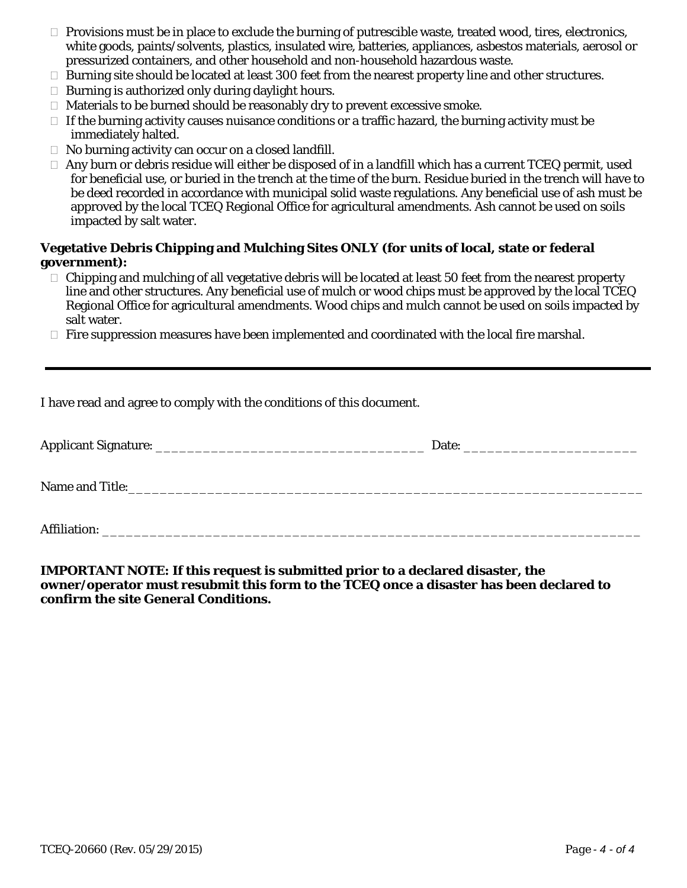- Provisions must be in place to exclude the burning of putrescible waste, treated wood, tires, electronics, white goods, paints/solvents, plastics, insulated wire, batteries, appliances, asbestos materials, aerosol or pressurized containers, and other household and non-household hazardous waste.
- Burning site should be located at least 300 feet from the nearest property line and other structures.
- Burning is authorized only during daylight hours.
- Materials to be burned should be reasonably dry to prevent excessive smoke.
- If the burning activity causes nuisance conditions or a traffic hazard, the burning activity must be immediately halted.
- No burning activity can occur on a closed landfill.
- Any burn or debris residue will either be disposed of in a landfill which has a current TCEQ permit, used for beneficial use, or buried in the trench at the time of the burn. Residue buried in the trench will have to be deed recorded in accordance with municipal solid waste regulations. Any beneficial use of ash must be approved by the local TCEQ Regional Office for agricultural amendments. Ash cannot be used on soils impacted by salt water.

**Vegetative Debris Chipping and Mulching Sites ONLY (for units of local, state or federal government):**

- Chipping and mulching of all vegetative debris will be located at least 50 feet from the nearest property line and other structures. Any beneficial use of mulch or wood chips must be approved by the local TCEQ Regional Office for agricultural amendments. Wood chips and mulch cannot be used on soils impacted by salt water.
- Fire suppression measures have been implemented and coordinated with the local fire marshal.

---

I have read and agree to comply with the conditions of this document.

Applicant Signature: ___________________________________ Date: _______________________

Name and Title:_____________________________________________________________________

Affiliation: _______________________________________________________________________

**IMPORTANT NOTE: If this request is submitted prior to a declared disaster, the owner/operator must resubmit this form to the TCEQ once a disaster has been declared to confirm the site General Conditions.**

TCEQ-20660 (Rev. 05/29/2015)